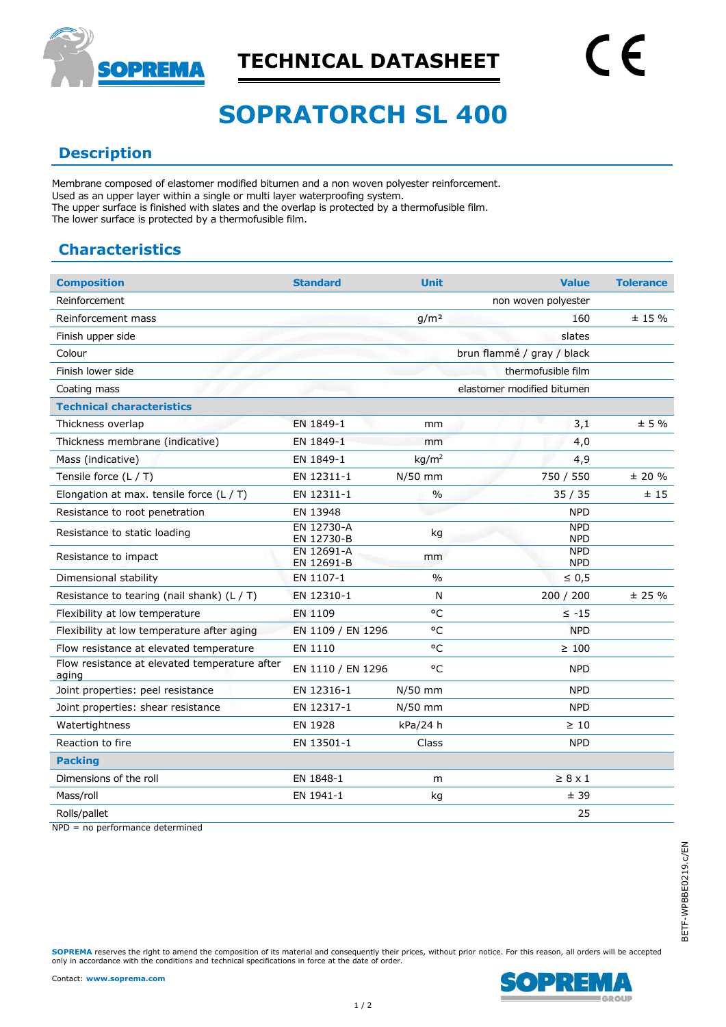# TECHNICAL DATASHEET

# SOPRATORCH SL 400

## Description

Membrane composed of elastomer modified bitumen and a non woven polyester reinforcement.
Used as an upper layer within a single or multi layer waterproofing system.
The upper surface is finished with slates and the overlap is protected by a thermofusible film.
The lower surface is protected by a thermofusible film.

## Characteristics

| Composition | Standard | Unit | Value | Tolerance |
|---|---|---|---|---|
| Reinforcement | | | non woven polyester | |
| Reinforcement mass | | g/m² | 160 | ± 15 % |
| Finish upper side | | | slates | |
| Colour | | | brun flammé / gray / black | |
| Finish lower side | | | thermofusible film | |
| Coating mass | | | elastomer modified bitumen | |
| **Technical characteristics** | | | | |
| Thickness overlap | EN 1849-1 | mm | 3,1 | ± 5 % |
| Thickness membrane (indicative) | EN 1849-1 | mm | 4,0 | |
| Mass (indicative) | EN 1849-1 | kg/m² | 4,9 | |
| Tensile force (L / T) | EN 12311-1 | N/50 mm | 750 / 550 | ± 20 % |
| Elongation at max. tensile force (L / T) | EN 12311-1 | % | 35 / 35 | ± 15 |
| Resistance to root penetration | EN 13948 | | NPD | |
| Resistance to static loading | EN 12730-A<br>EN 12730-B | kg | NPD<br>NPD | |
| Resistance to impact | EN 12691-A<br>EN 12691-B | mm | NPD<br>NPD | |
| Dimensional stability | EN 1107-1 | % | ≤ 0,5 | |
| Resistance to tearing (nail shank) (L / T) | EN 12310-1 | N | 200 / 200 | ± 25 % |
| Flexibility at low temperature | EN 1109 | °C | ≤ -15 | |
| Flexibility at low temperature after aging | EN 1109 / EN 1296 | °C | NPD | |
| Flow resistance at elevated temperature | EN 1110 | °C | ≥ 100 | |
| Flow resistance at elevated temperature after aging | EN 1110 / EN 1296 | °C | NPD | |
| Joint properties: peel resistance | EN 12316-1 | N/50 mm | NPD | |
| Joint properties: shear resistance | EN 12317-1 | N/50 mm | NPD | |
| Watertightness | EN 1928 | kPa/24 h | ≥ 10 | |
| Reaction to fire | EN 13501-1 | Class | NPD | |
| **Packing** | | | | |
| Dimensions of the roll | EN 1848-1 | m | ≥ 8 x 1 | |
| Mass/roll | EN 1941-1 | kg | ± 39 | |
| Rolls/pallet | | | 25 | |

NPD = no performance determined

BETF-WPBBE0219.c/EN

**SOPREMA** reserves the right to amend the composition of its material and consequently their prices, without prior notice. For this reason, all orders will be accepted only in accordance with the conditions and technical specifications in force at the date of order.

Contact: **www.soprema.com**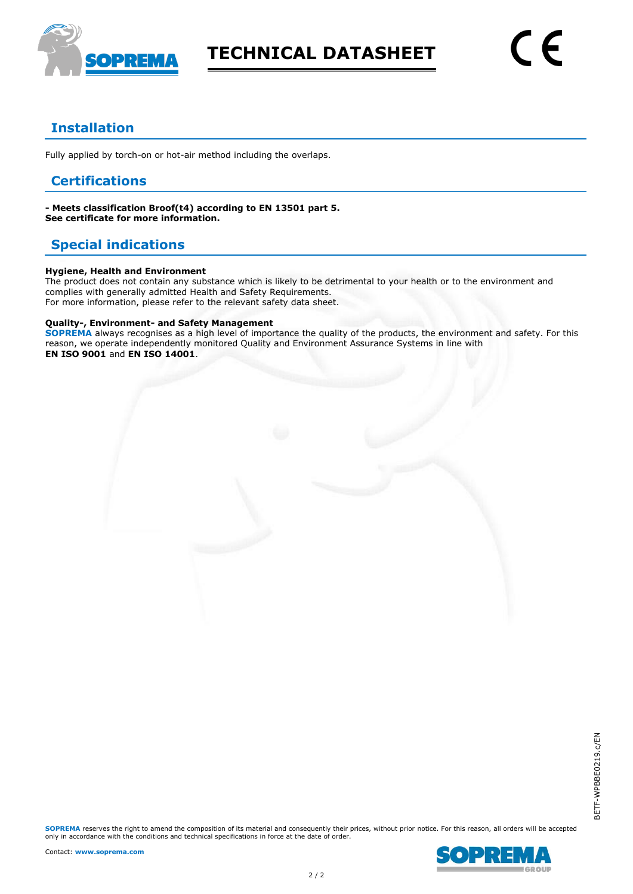## Installation

Fully applied by torch-on or hot-air method including the overlaps.

## Certifications

**- Meets classification Broof(t4) according to EN 13501 part 5.**
**See certificate for more information.**

## Special indications

**Hygiene, Health and Environment**
The product does not contain any substance which is likely to be detrimental to your health or to the environment and complies with generally admitted Health and Safety Requirements.
For more information, please refer to the relevant safety data sheet.

**Quality-, Environment- and Safety Management**
**SOPREMA** always recognises as a high level of importance the quality of the products, the environment and safety. For this reason, we operate independently monitored Quality and Environment Assurance Systems in line with **EN ISO 9001** and **EN ISO 14001**.

**SOPREMA** reserves the right to amend the composition of its material and consequently their prices, without prior notice. For this reason, all orders will be accepted only in accordance with the conditions and technical specifications in force at the date of order.

Contact: **www.soprema.com**

BETF-WPBBE0219.c/EN